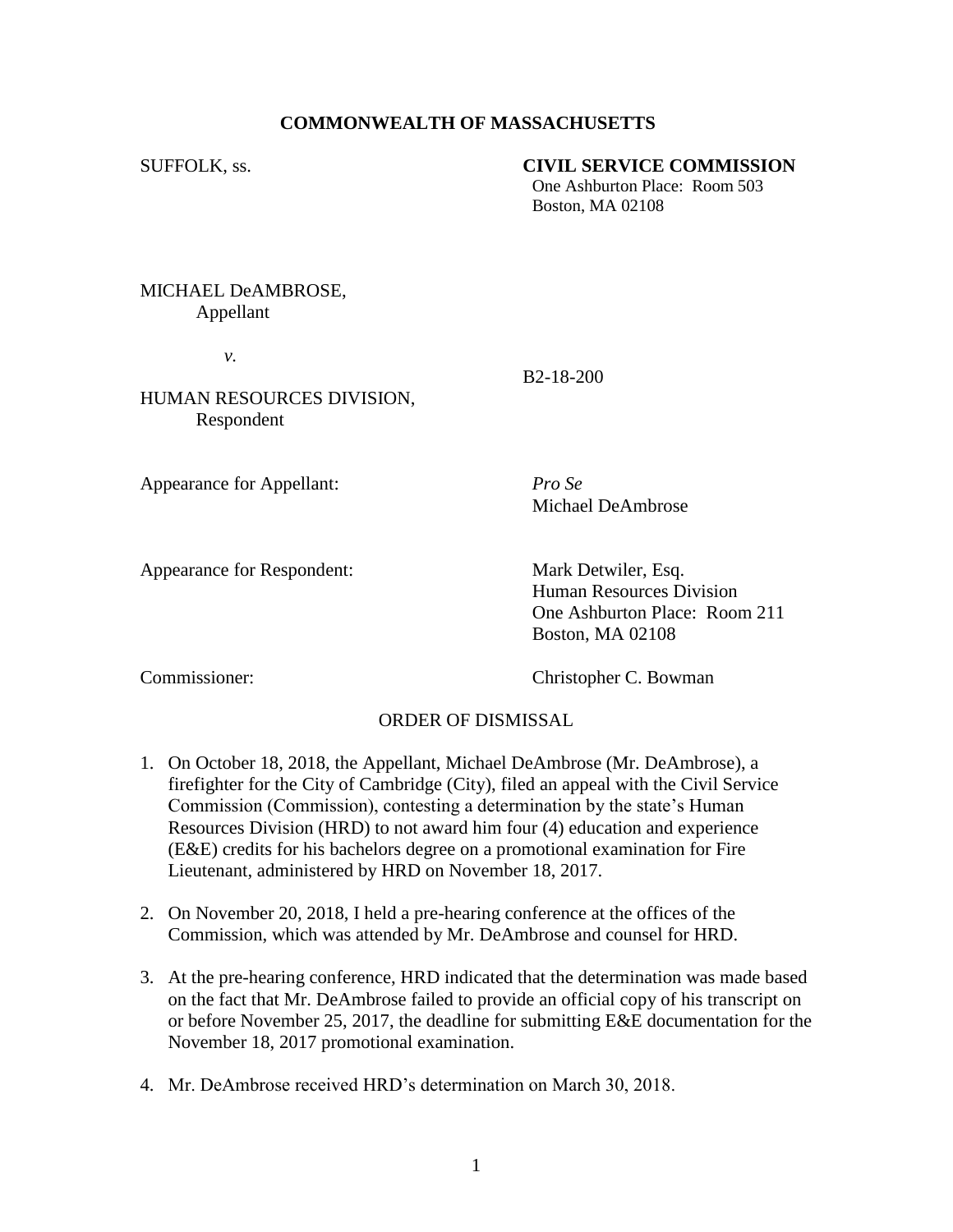**COMMONWEALTH OF MASSACHUSETTS**

SUFFOLK, ss.

**CIVIL SERVICE COMMISSION**
One Ashburton Place: Room 503
Boston, MA 02108

MICHAEL DeAMBROSE,
Appellant

*v.*

B2-18-200

HUMAN RESOURCES DIVISION,
Respondent

Appearance for Appellant: *Pro Se*
Michael DeAmbrose

Appearance for Respondent: Mark Detwiler, Esq.
Human Resources Division
One Ashburton Place: Room 211
Boston, MA 02108

Commissioner: Christopher C. Bowman

ORDER OF DISMISSAL

1. On October 18, 2018, the Appellant, Michael DeAmbrose (Mr. DeAmbrose), a firefighter for the City of Cambridge (City), filed an appeal with the Civil Service Commission (Commission), contesting a determination by the state's Human Resources Division (HRD) to not award him four (4) education and experience (E&E) credits for his bachelors degree on a promotional examination for Fire Lieutenant, administered by HRD on November 18, 2017.

2. On November 20, 2018, I held a pre-hearing conference at the offices of the Commission, which was attended by Mr. DeAmbrose and counsel for HRD.

3. At the pre-hearing conference, HRD indicated that the determination was made based on the fact that Mr. DeAmbrose failed to provide an official copy of his transcript on or before November 25, 2017, the deadline for submitting E&E documentation for the November 18, 2017 promotional examination.

4. Mr. DeAmbrose received HRD's determination on March 30, 2018.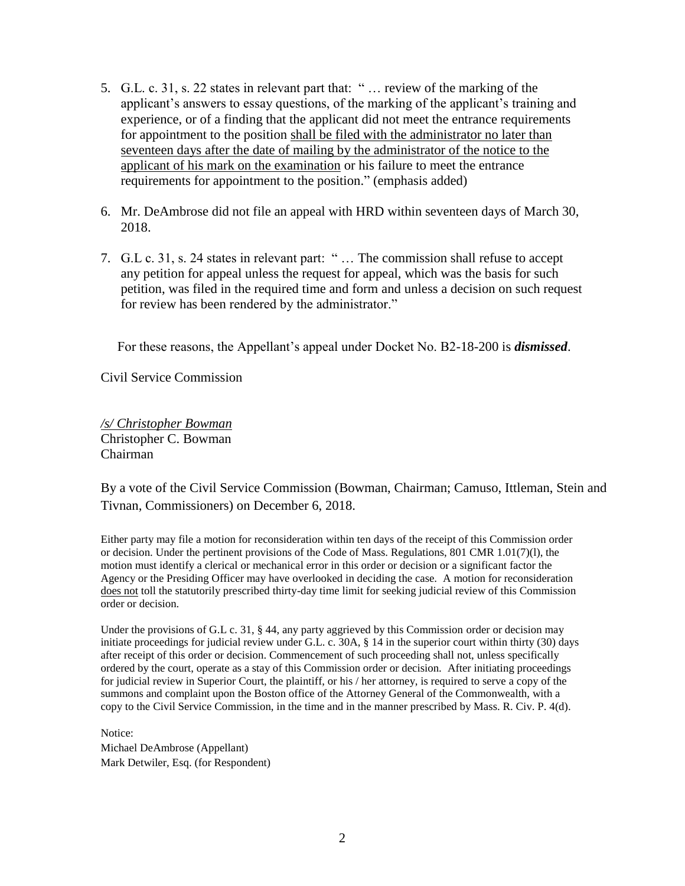5. G.L. c. 31, s. 22 states in relevant part that: " … review of the marking of the applicant's answers to essay questions, of the marking of the applicant's training and experience, or of a finding that the applicant did not meet the entrance requirements for appointment to the position shall be filed with the administrator no later than seventeen days after the date of mailing by the administrator of the notice to the applicant of his mark on the examination or his failure to meet the entrance requirements for appointment to the position." (emphasis added)

6. Mr. DeAmbrose did not file an appeal with HRD within seventeen days of March 30, 2018.

7. G.L c. 31, s. 24 states in relevant part: " … The commission shall refuse to accept any petition for appeal unless the request for appeal, which was the basis for such petition, was filed in the required time and form and unless a decision on such request for review has been rendered by the administrator."

For these reasons, the Appellant's appeal under Docket No. B2-18-200 is ***dismissed***.

Civil Service Commission

*/s/ Christopher Bowman*
Christopher C. Bowman
Chairman

By a vote of the Civil Service Commission (Bowman, Chairman; Camuso, Ittleman, Stein and Tivnan, Commissioners) on December 6, 2018.

Either party may file a motion for reconsideration within ten days of the receipt of this Commission order or decision. Under the pertinent provisions of the Code of Mass. Regulations, 801 CMR 1.01(7)(l), the motion must identify a clerical or mechanical error in this order or decision or a significant factor the Agency or the Presiding Officer may have overlooked in deciding the case. A motion for reconsideration does not toll the statutorily prescribed thirty-day time limit for seeking judicial review of this Commission order or decision.

Under the provisions of G.L c. 31, § 44, any party aggrieved by this Commission order or decision may initiate proceedings for judicial review under G.L. c. 30A, § 14 in the superior court within thirty (30) days after receipt of this order or decision. Commencement of such proceeding shall not, unless specifically ordered by the court, operate as a stay of this Commission order or decision. After initiating proceedings for judicial review in Superior Court, the plaintiff, or his / her attorney, is required to serve a copy of the summons and complaint upon the Boston office of the Attorney General of the Commonwealth, with a copy to the Civil Service Commission, in the time and in the manner prescribed by Mass. R. Civ. P. 4(d).

Notice:
Michael DeAmbrose (Appellant)
Mark Detwiler, Esq. (for Respondent)